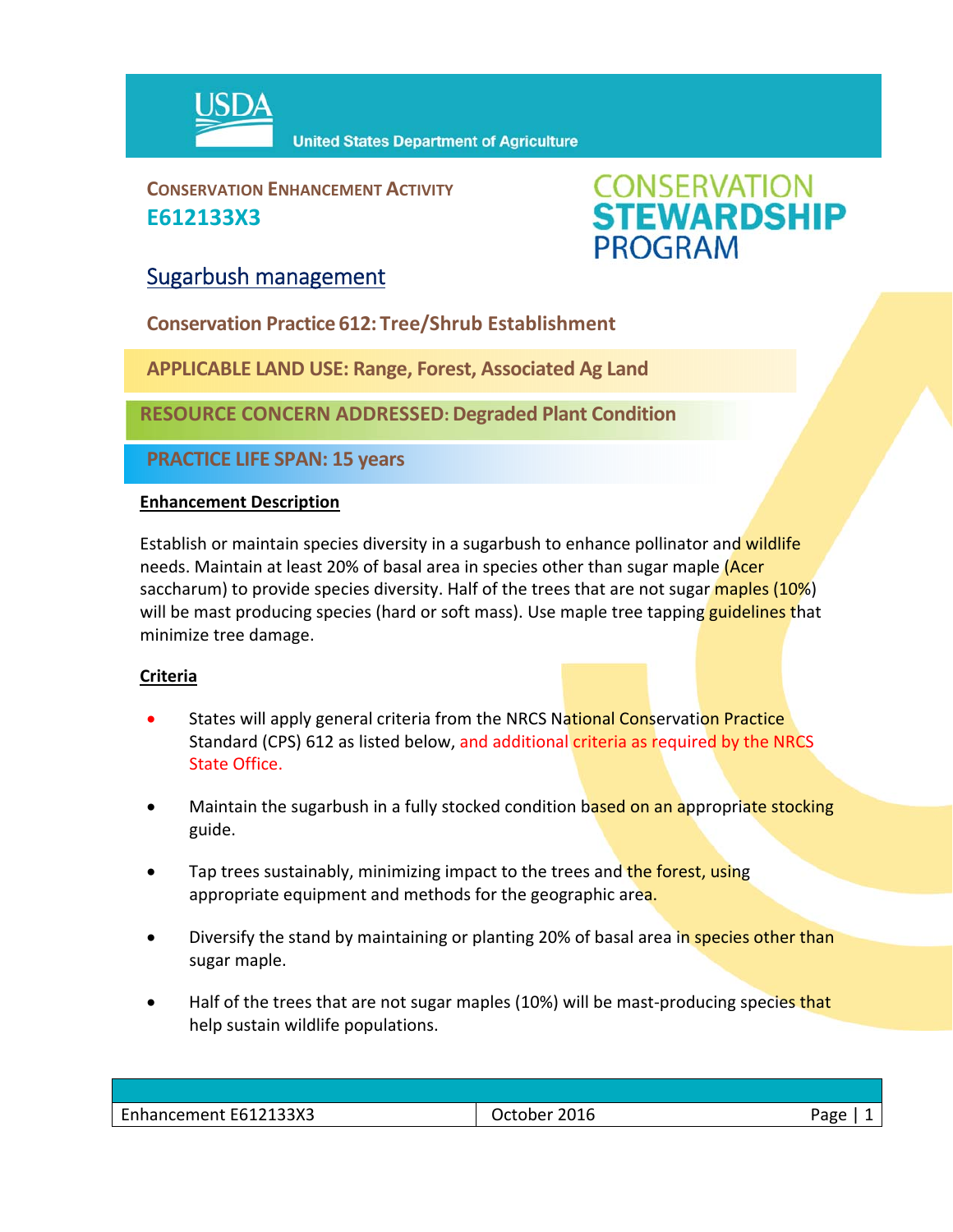USDA United States Department of Agriculture

**CONSERVATION ENHANCEMENT ACTIVITY**
**E612133X3**

CONSERVATION STEWARDSHIP PROGRAM

# Sugarbush management

**Conservation Practice 612: Tree/Shrub Establishment**

**APPLICABLE LAND USE: Range, Forest, Associated Ag Land**

**RESOURCE CONCERN ADDRESSED: Degraded Plant Condition**

**PRACTICE LIFE SPAN: 15 years**

## Enhancement Description

Establish or maintain species diversity in a sugarbush to enhance pollinator and wildlife needs. Maintain at least 20% of basal area in species other than sugar maple (Acer saccharum) to provide species diversity. Half of the trees that are not sugar maples (10%) will be mast producing species (hard or soft mass). Use maple tree tapping guidelines that minimize tree damage.

## Criteria

- States will apply general criteria from the NRCS National Conservation Practice Standard (CPS) 612 as listed below, and additional criteria as required by the NRCS State Office.
- Maintain the sugarbush in a fully stocked condition based on an appropriate stocking guide.
- Tap trees sustainably, minimizing impact to the trees and the forest, using appropriate equipment and methods for the geographic area.
- Diversify the stand by maintaining or planting 20% of basal area in species other than sugar maple.
- Half of the trees that are not sugar maples (10%) will be mast-producing species that help sustain wildlife populations.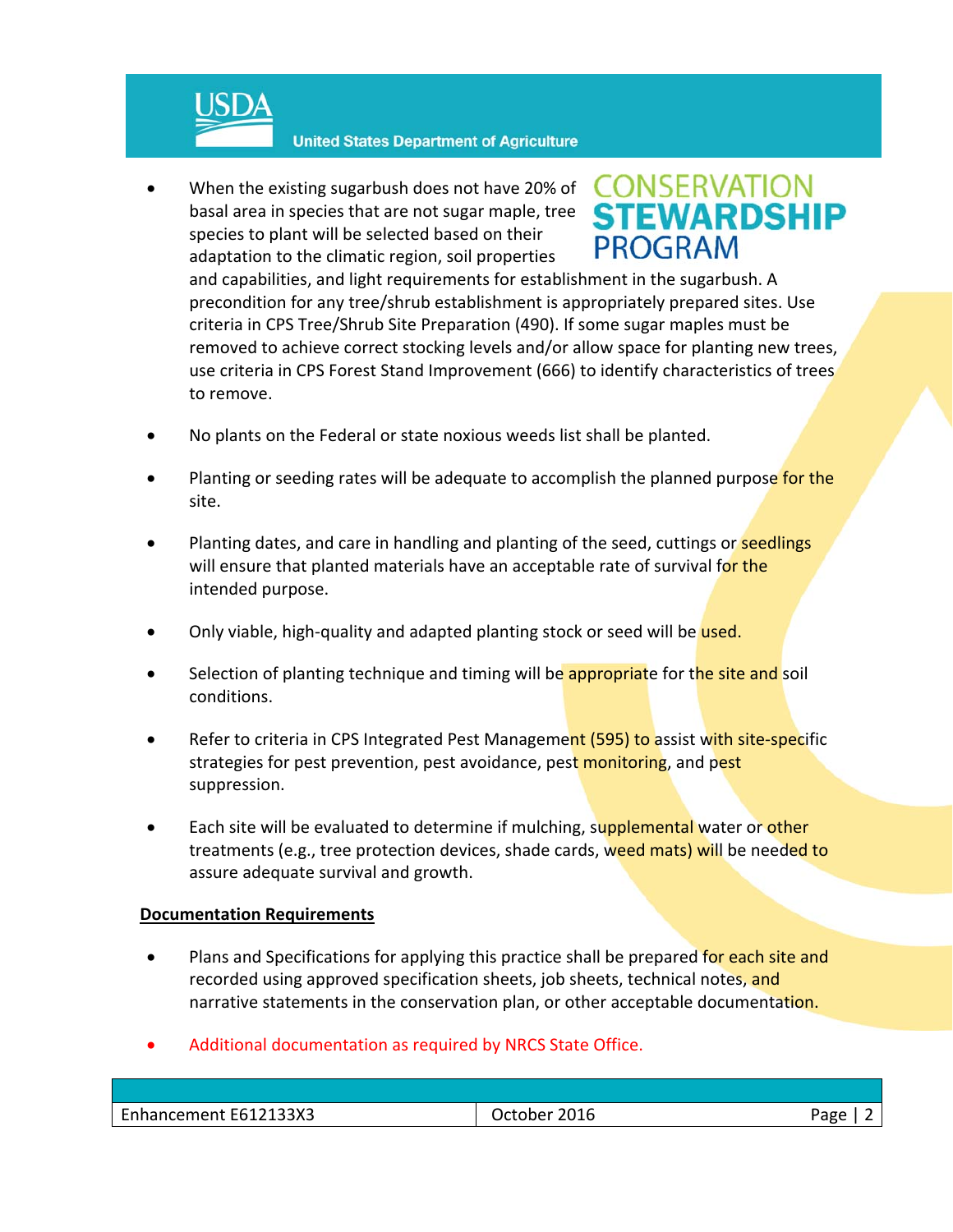- When the existing sugarbush does not have 20% of basal area in species that are not sugar maple, tree species to plant will be selected based on their adaptation to the climatic region, soil properties and capabilities, and light requirements for establishment in the sugarbush. A precondition for any tree/shrub establishment is appropriately prepared sites. Use criteria in CPS Tree/Shrub Site Preparation (490). If some sugar maples must be removed to achieve correct stocking levels and/or allow space for planting new trees, use criteria in CPS Forest Stand Improvement (666) to identify characteristics of trees to remove.
- No plants on the Federal or state noxious weeds list shall be planted.
- Planting or seeding rates will be adequate to accomplish the planned purpose for the site.
- Planting dates, and care in handling and planting of the seed, cuttings or seedlings will ensure that planted materials have an acceptable rate of survival for the intended purpose.
- Only viable, high-quality and adapted planting stock or seed will be used.
- Selection of planting technique and timing will be appropriate for the site and soil conditions.
- Refer to criteria in CPS Integrated Pest Management (595) to assist with site-specific strategies for pest prevention, pest avoidance, pest monitoring, and pest suppression.
- Each site will be evaluated to determine if mulching, supplemental water or other treatments (e.g., tree protection devices, shade cards, weed mats) will be needed to assure adequate survival and growth.

**Documentation Requirements**

- Plans and Specifications for applying this practice shall be prepared for each site and recorded using approved specification sheets, job sheets, technical notes, and narrative statements in the conservation plan, or other acceptable documentation.
- Additional documentation as required by NRCS State Office.